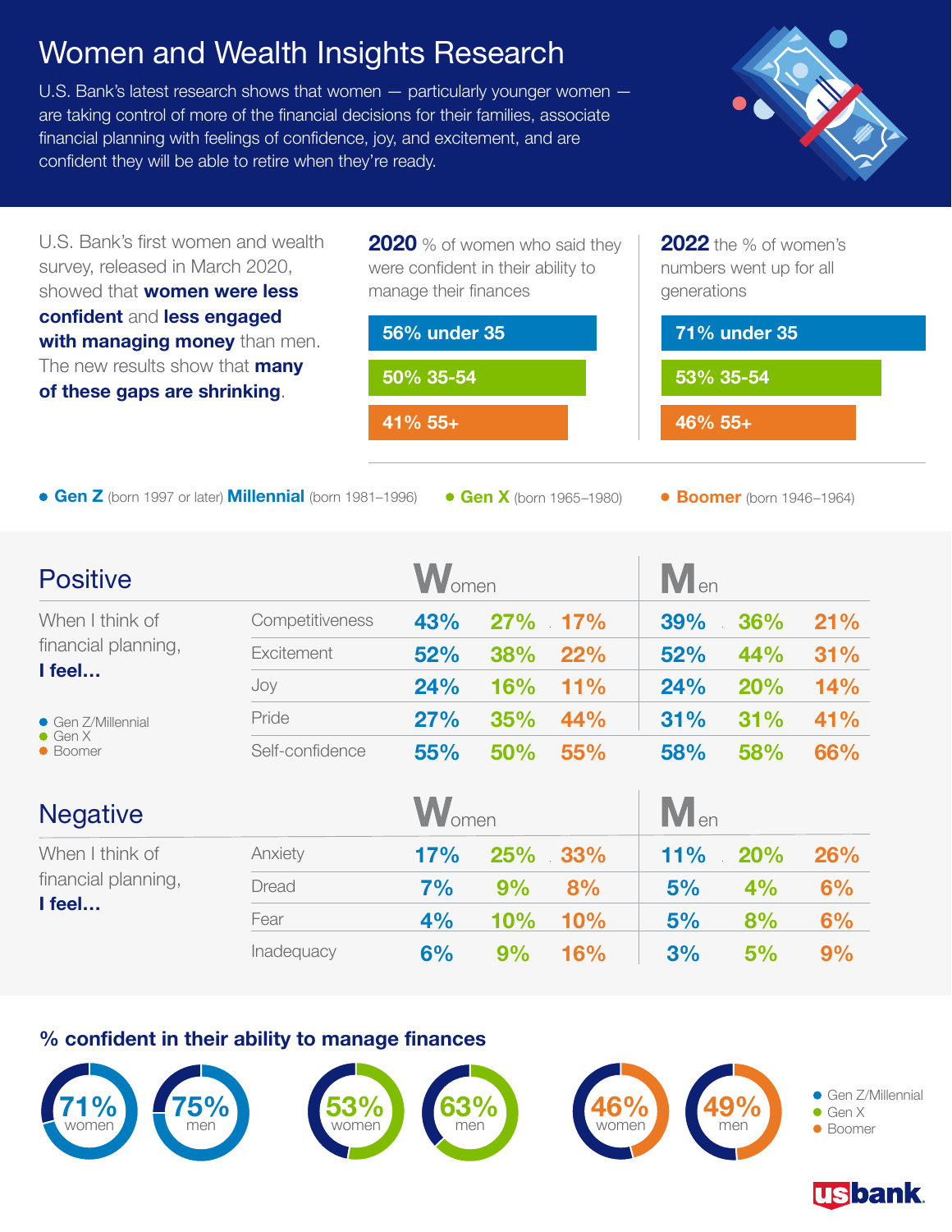# Women and Wealth Insights Research

U.S. Bank's latest research shows that women — particularly younger women — are taking control of more of the financial decisions for their families, associate financial planning with feelings of confidence, joy, and excitement, and are confident they will be able to retire when they're ready.

U.S. Bank's first women and wealth survey, released in March 2020, showed that **women were less confident** and **less engaged with managing money** than men. The new results show that **many of these gaps are shrinking**.

**2020** % of women who said they were confident in their ability to manage their finances

- 56% under 35
- 50% 35-54
- 41% 55+

**2022** the % of women's numbers went up for all generations

- 71% under 35
- 53% 35-54
- 46% 55+

**Gen Z** (born 1997 or later) **Millennial** (born 1981–1996) **Gen X** (born 1965–1980) **Boomer** (born 1946–1964)

## Positive

When I think of financial planning, **I feel...**

| | Women: Gen Z/Millennial | Women: Gen X | Women: Boomer | Men: Gen Z/Millennial | Men: Gen X | Men: Boomer |
|---|---|---|---|---|---|---|
| Competitiveness | 43% | 27% | 17% | 39% | 36% | 21% |
| Excitement | 52% | 38% | 22% | 52% | 44% | 31% |
| Joy | 24% | 16% | 11% | 24% | 20% | 14% |
| Pride | 27% | 35% | 44% | 31% | 31% | 41% |
| Self-confidence | 55% | 50% | 55% | 58% | 58% | 66% |

## Negative

When I think of financial planning, **I feel...**

| | Women: Gen Z/Millennial | Women: Gen X | Women: Boomer | Men: Gen Z/Millennial | Men: Gen X | Men: Boomer |
|---|---|---|---|---|---|---|
| Anxiety | 17% | 25% | 33% | 11% | 20% | 26% |
| Dread | 7% | 9% | 8% | 5% | 4% | 6% |
| Fear | 4% | 10% | 10% | 5% | 8% | 6% |
| Inadequacy | 6% | 9% | 16% | 3% | 5% | 9% |

## % confident in their ability to manage finances

| | Women | Men |
|---|---|---|
| Gen Z/Millennial | 71% | 75% |
| Gen X | 53% | 63% |
| Boomer | 46% | 49% |

usbank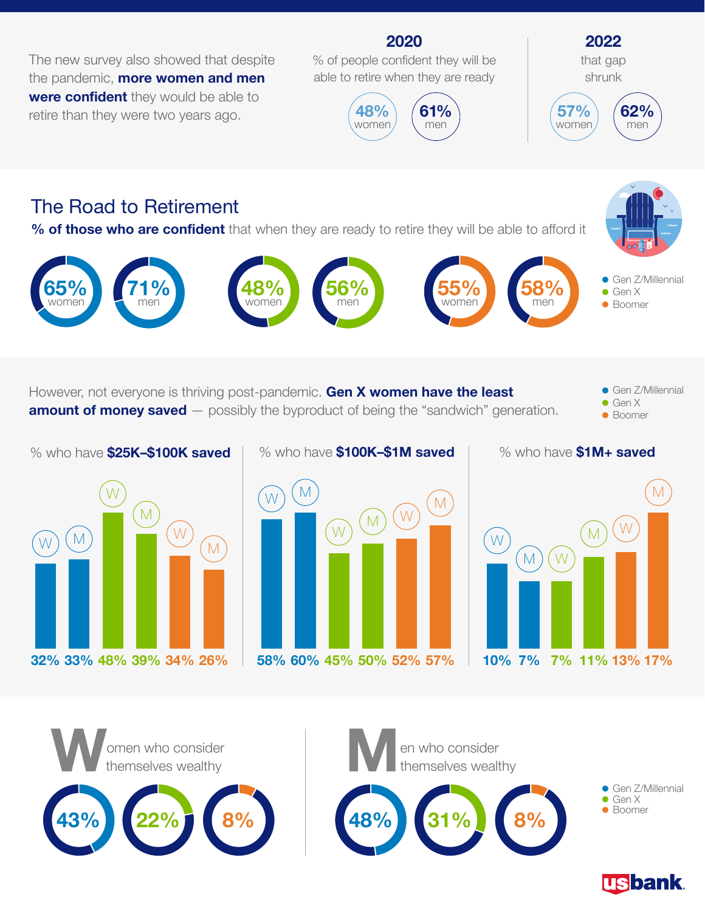The new survey also showed that despite the pandemic, **more women and men were confident** they would be able to retire than they were two years ago.

| | 2020 | 2022 |
|---|---|---|
| | % of people confident they will be able to retire when they are ready | that gap shrunk |
| women | 48% | 57% |
| men | 61% | 62% |

## The Road to Retirement

**% of those who are confident** that when they are ready to retire they will be able to afford it

| | Women | Men |
|---|---|---|
| Gen Z/Millennial | 65% | 71% |
| Gen X | 48% | 56% |
| Boomer | 55% | 58% |

However, not everyone is thriving post-pandemic. **Gen X women have the least amount of money saved** — possibly the byproduct of being the "sandwich" generation.

| | % who have **$25K–$100K saved** | | % who have **$100K–$1M saved** | | % who have **$1M+ saved** | |
|---|---|---|---|---|---|---|
| | W | M | W | M | W | M |
| Gen Z/Millennial | 32% | 33% | 58% | 60% | 10% | 7% |
| Gen X | 48% | 39% | 45% | 50% | 7% | 11% |
| Boomer | 34% | 26% | 52% | 57% | 13% | 17% |

| | **W**omen who consider themselves wealthy | **M**en who consider themselves wealthy |
|---|---|---|
| Gen Z/Millennial | 43% | 48% |
| Gen X | 22% | 31% |
| Boomer | 8% | 8% |

usbank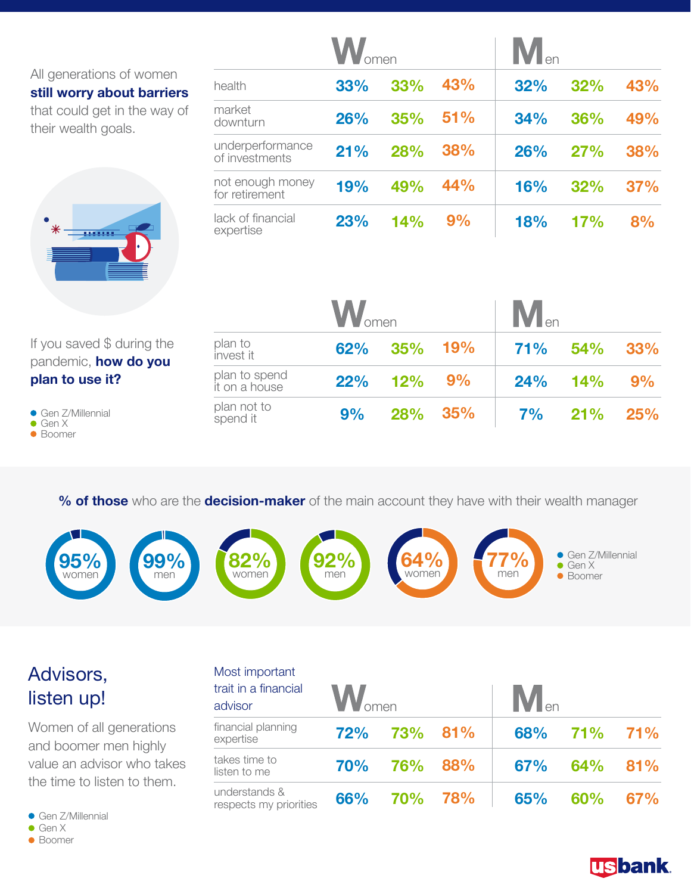All generations of women **still worry about barriers** that could get in the way of their wealth goals.

| | Women | | | Men | | |
|---|---|---|---|---|---|---|
| | Gen Z/Millennial | Gen X | Boomer | Gen Z/Millennial | Gen X | Boomer |
| health | 33% | 33% | 43% | 32% | 32% | 43% |
| market downturn | 26% | 35% | 51% | 34% | 36% | 49% |
| underperformance of investments | 21% | 28% | 38% | 26% | 27% | 38% |
| not enough money for retirement | 19% | 49% | 44% | 16% | 32% | 37% |
| lack of financial expertise | 23% | 14% | 9% | 18% | 17% | 8% |

If you saved $ during the pandemic, **how do you plan to use it?**

| | Women | | | Men | | |
|---|---|---|---|---|---|---|
| | Gen Z/Millennial | Gen X | Boomer | Gen Z/Millennial | Gen X | Boomer |
| plan to invest it | 62% | 35% | 19% | 71% | 54% | 33% |
| plan to spend it on a house | 22% | 12% | 9% | 24% | 14% | 9% |
| plan not to spend it | 9% | 28% | 35% | 7% | 21% | 25% |

- Gen Z/Millennial
- Gen X
- Boomer

**% of those** who are the **decision-maker** of the main account they have with their wealth manager

95% women
99% men
82% women
92% men
64% women
77% men

- Gen Z/Millennial
- Gen X
- Boomer

## Advisors, listen up!

Women of all generations and boomer men highly value an advisor who takes the time to listen to them.

| Most important trait in a financial advisor | Women | | | Men | | |
|---|---|---|---|---|---|---|
| | Gen Z/Millennial | Gen X | Boomer | Gen Z/Millennial | Gen X | Boomer |
| financial planning expertise | 72% | 73% | 81% | 68% | 71% | 71% |
| takes time to listen to me | 70% | 76% | 88% | 67% | 64% | 81% |
| understands & respects my priorities | 66% | 70% | 78% | 65% | 60% | 67% |

- Gen Z/Millennial
- Gen X
- Boomer

usbank